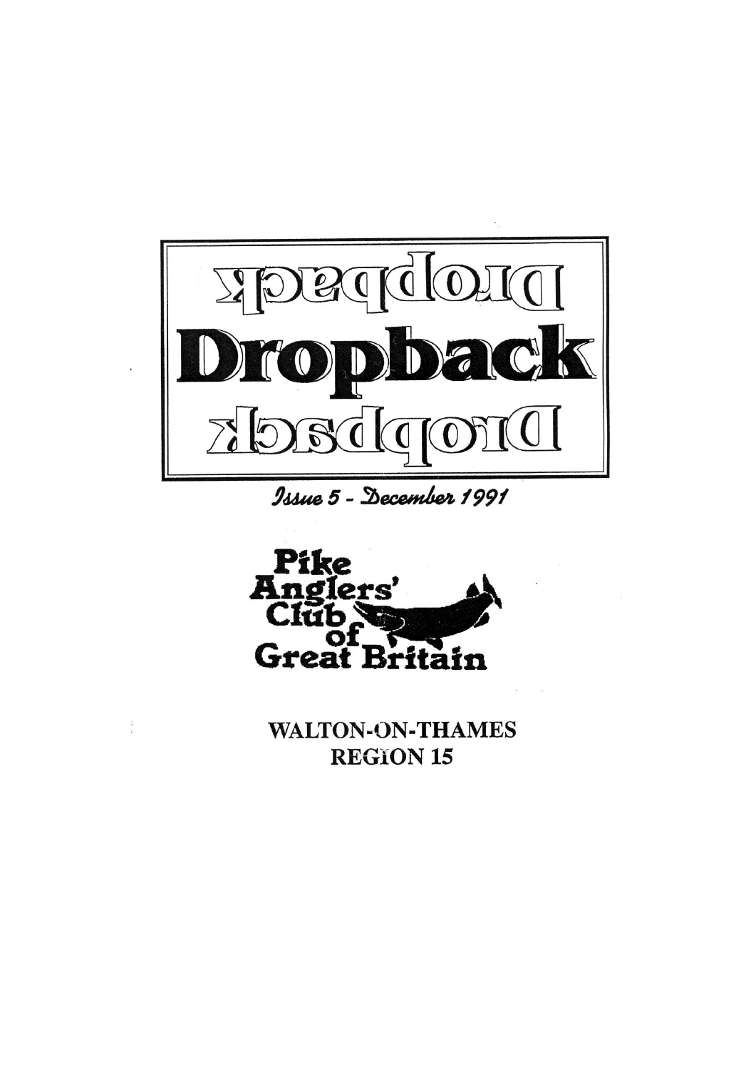# Dropback

*Issue 5 - December 1991*

Pike Anglers' Club of Great Britain

WALTON-ON-THAMES
REGION 15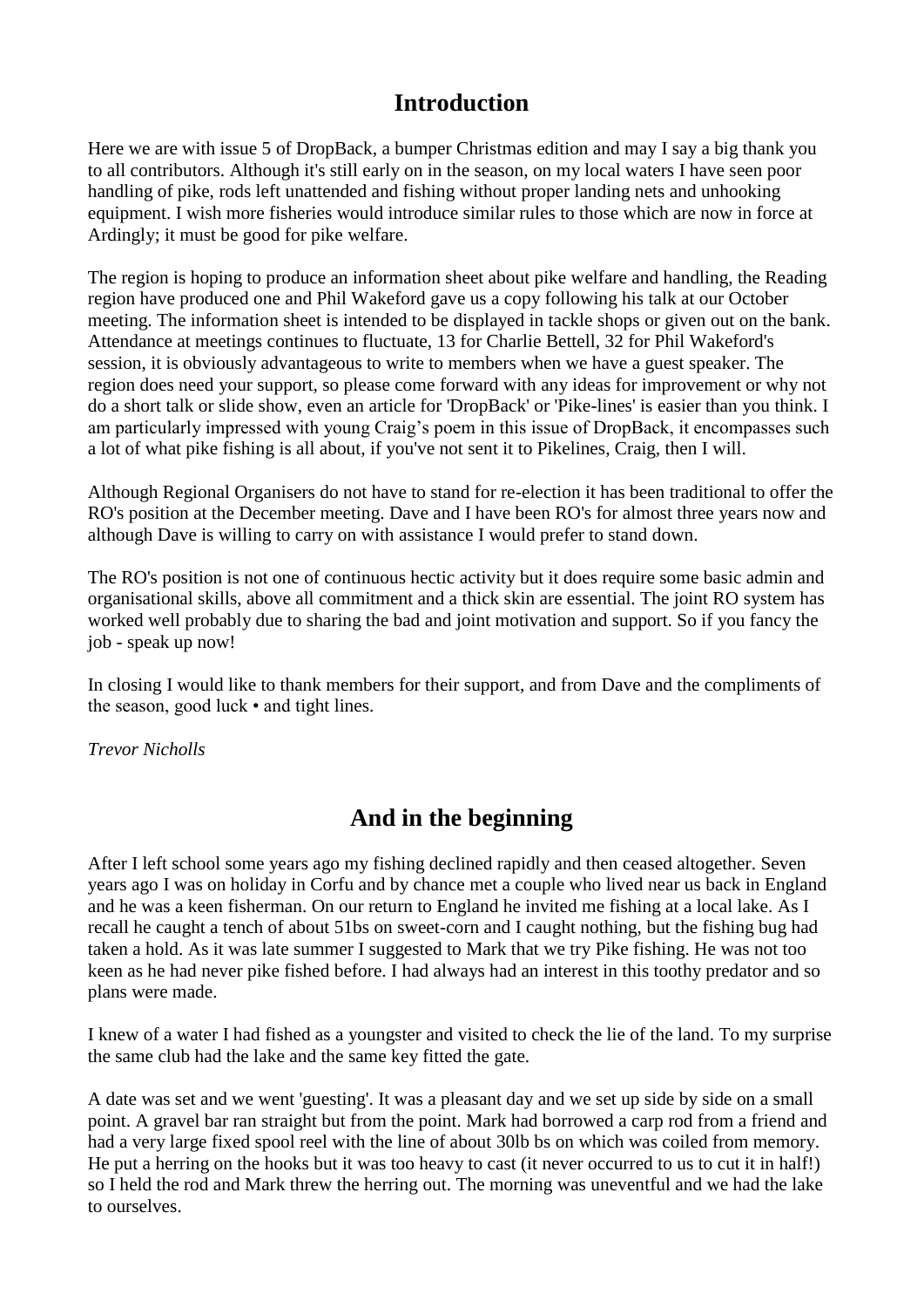## Introduction

Here we are with issue 5 of DropBack, a bumper Christmas edition and may I say a big thank you to all contributors. Although it's still early on in the season, on my local waters I have seen poor handling of pike, rods left unattended and fishing without proper landing nets and unhooking equipment. I wish more fisheries would introduce similar rules to those which are now in force at Ardingly; it must be good for pike welfare.

The region is hoping to produce an information sheet about pike welfare and handling, the Reading region have produced one and Phil Wakeford gave us a copy following his talk at our October meeting. The information sheet is intended to be displayed in tackle shops or given out on the bank. Attendance at meetings continues to fluctuate, 13 for Charlie Bettell, 32 for Phil Wakeford's session, it is obviously advantageous to write to members when we have a guest speaker. The region does need your support, so please come forward with any ideas for improvement or why not do a short talk or slide show, even an article for 'DropBack' or 'Pike-lines' is easier than you think. I am particularly impressed with young Craig’s poem in this issue of DropBack, it encompasses such a lot of what pike fishing is all about, if you've not sent it to Pikelines, Craig, then I will.

Although Regional Organisers do not have to stand for re-election it has been traditional to offer the RO's position at the December meeting. Dave and I have been RO's for almost three years now and although Dave is willing to carry on with assistance I would prefer to stand down.

The RO's position is not one of continuous hectic activity but it does require some basic admin and organisational skills, above all commitment and a thick skin are essential. The joint RO system has worked well probably due to sharing the bad and joint motivation and support. So if you fancy the job - speak up now!

In closing I would like to thank members for their support, and from Dave and the compliments of the season, good luck • and tight lines.

*Trevor Nicholls*

## And in the beginning

After I left school some years ago my fishing declined rapidly and then ceased altogether. Seven years ago I was on holiday in Corfu and by chance met a couple who lived near us back in England and he was a keen fisherman. On our return to England he invited me fishing at a local lake. As I recall he caught a tench of about 51bs on sweet-corn and I caught nothing, but the fishing bug had taken a hold. As it was late summer I suggested to Mark that we try Pike fishing. He was not too keen as he had never pike fished before. I had always had an interest in this toothy predator and so plans were made.

I knew of a water I had fished as a youngster and visited to check the lie of the land. To my surprise the same club had the lake and the same key fitted the gate.

A date was set and we went 'guesting'. It was a pleasant day and we set up side by side on a small point. A gravel bar ran straight but from the point. Mark had borrowed a carp rod from a friend and had a very large fixed spool reel with the line of about 30lb bs on which was coiled from memory. He put a herring on the hooks but it was too heavy to cast (it never occurred to us to cut it in half!) so I held the rod and Mark threw the herring out. The morning was uneventful and we had the lake to ourselves.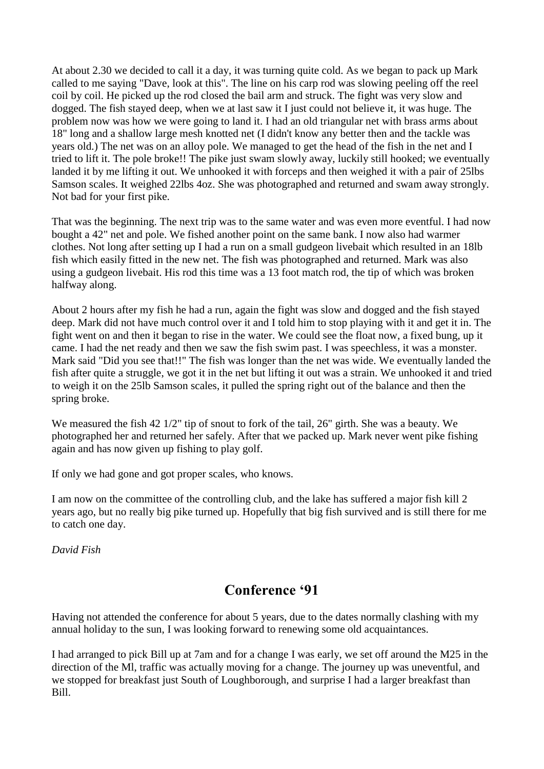At about 2.30 we decided to call it a day, it was turning quite cold. As we began to pack up Mark called to me saying "Dave, look at this". The line on his carp rod was slowing peeling off the reel coil by coil. He picked up the rod closed the bail arm and struck. The fight was very slow and dogged. The fish stayed deep, when we at last saw it I just could not believe it, it was huge. The problem now was how we were going to land it. I had an old triangular net with brass arms about 18" long and a shallow large mesh knotted net (I didn't know any better then and the tackle was years old.) The net was on an alloy pole. We managed to get the head of the fish in the net and I tried to lift it. The pole broke!! The pike just swam slowly away, luckily still hooked; we eventually landed it by me lifting it out. We unhooked it with forceps and then weighed it with a pair of 25lbs Samson scales. It weighed 22lbs 4oz. She was photographed and returned and swam away strongly. Not bad for your first pike.

That was the beginning. The next trip was to the same water and was even more eventful. I had now bought a 42" net and pole. We fished another point on the same bank. I now also had warmer clothes. Not long after setting up I had a run on a small gudgeon livebait which resulted in an 18lb fish which easily fitted in the new net. The fish was photographed and returned. Mark was also using a gudgeon livebait. His rod this time was a 13 foot match rod, the tip of which was broken halfway along.

About 2 hours after my fish he had a run, again the fight was slow and dogged and the fish stayed deep. Mark did not have much control over it and I told him to stop playing with it and get it in. The fight went on and then it began to rise in the water. We could see the float now, a fixed bung, up it came. I had the net ready and then we saw the fish swim past. I was speechless, it was a monster. Mark said "Did you see that!!" The fish was longer than the net was wide. We eventually landed the fish after quite a struggle, we got it in the net but lifting it out was a strain. We unhooked it and tried to weigh it on the 25lb Samson scales, it pulled the spring right out of the balance and then the spring broke.

We measured the fish 42 1/2" tip of snout to fork of the tail, 26" girth. She was a beauty. We photographed her and returned her safely. After that we packed up. Mark never went pike fishing again and has now given up fishing to play golf.

If only we had gone and got proper scales, who knows.

I am now on the committee of the controlling club, and the lake has suffered a major fish kill 2 years ago, but no really big pike turned up. Hopefully that big fish survived and is still there for me to catch one day.

*David Fish*

## Conference '91

Having not attended the conference for about 5 years, due to the dates normally clashing with my annual holiday to the sun, I was looking forward to renewing some old acquaintances.

I had arranged to pick Bill up at 7am and for a change I was early, we set off around the M25 in the direction of the Ml, traffic was actually moving for a change. The journey up was uneventful, and we stopped for breakfast just South of Loughborough, and surprise I had a larger breakfast than Bill.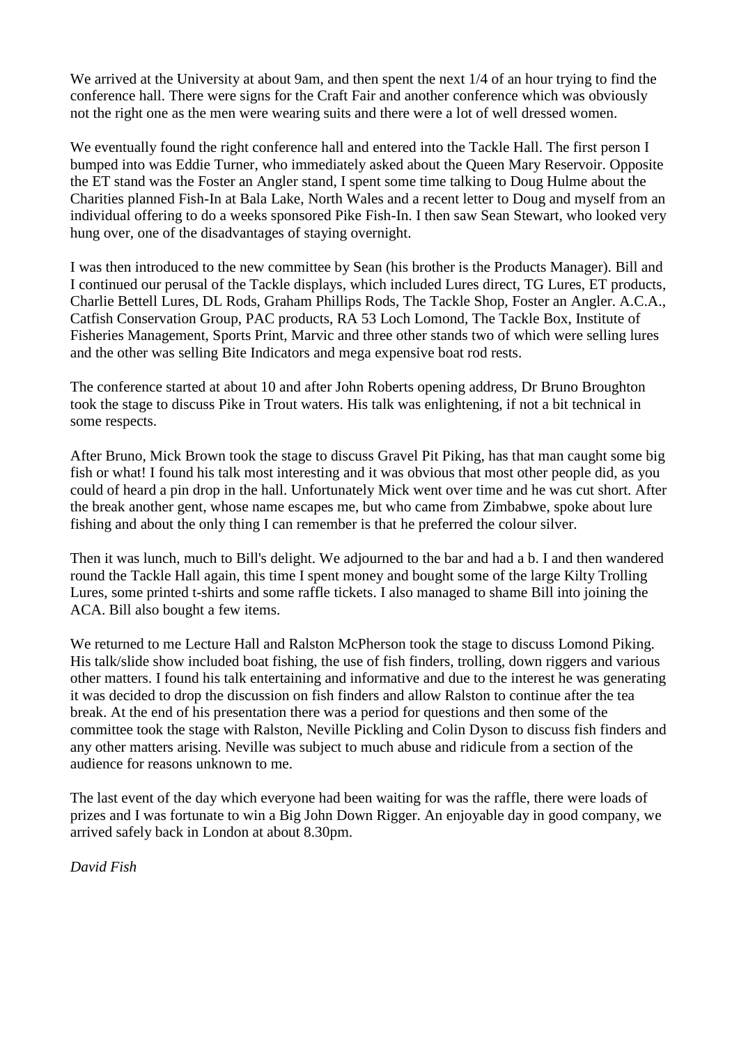We arrived at the University at about 9am, and then spent the next 1/4 of an hour trying to find the conference hall. There were signs for the Craft Fair and another conference which was obviously not the right one as the men were wearing suits and there were a lot of well dressed women.

We eventually found the right conference hall and entered into the Tackle Hall. The first person I bumped into was Eddie Turner, who immediately asked about the Queen Mary Reservoir. Opposite the ET stand was the Foster an Angler stand, I spent some time talking to Doug Hulme about the Charities planned Fish-In at Bala Lake, North Wales and a recent letter to Doug and myself from an individual offering to do a weeks sponsored Pike Fish-In. I then saw Sean Stewart, who looked very hung over, one of the disadvantages of staying overnight.

I was then introduced to the new committee by Sean (his brother is the Products Manager). Bill and I continued our perusal of the Tackle displays, which included Lures direct, TG Lures, ET products, Charlie Bettell Lures, DL Rods, Graham Phillips Rods, The Tackle Shop, Foster an Angler. A.C.A., Catfish Conservation Group, PAC products, RA 53 Loch Lomond, The Tackle Box, Institute of Fisheries Management, Sports Print, Marvic and three other stands two of which were selling lures and the other was selling Bite Indicators and mega expensive boat rod rests.

The conference started at about 10 and after John Roberts opening address, Dr Bruno Broughton took the stage to discuss Pike in Trout waters. His talk was enlightening, if not a bit technical in some respects.

After Bruno, Mick Brown took the stage to discuss Gravel Pit Piking, has that man caught some big fish or what! I found his talk most interesting and it was obvious that most other people did, as you could of heard a pin drop in the hall. Unfortunately Mick went over time and he was cut short. After the break another gent, whose name escapes me, but who came from Zimbabwe, spoke about lure fishing and about the only thing I can remember is that he preferred the colour silver.

Then it was lunch, much to Bill's delight. We adjourned to the bar and had a b. I and then wandered round the Tackle Hall again, this time I spent money and bought some of the large Kilty Trolling Lures, some printed t-shirts and some raffle tickets. I also managed to shame Bill into joining the ACA. Bill also bought a few items.

We returned to me Lecture Hall and Ralston McPherson took the stage to discuss Lomond Piking. His talk/slide show included boat fishing, the use of fish finders, trolling, down riggers and various other matters. I found his talk entertaining and informative and due to the interest he was generating it was decided to drop the discussion on fish finders and allow Ralston to continue after the tea break. At the end of his presentation there was a period for questions and then some of the committee took the stage with Ralston, Neville Pickling and Colin Dyson to discuss fish finders and any other matters arising. Neville was subject to much abuse and ridicule from a section of the audience for reasons unknown to me.

The last event of the day which everyone had been waiting for was the raffle, there were loads of prizes and I was fortunate to win a Big John Down Rigger. An enjoyable day in good company, we arrived safely back in London at about 8.30pm.

*David Fish*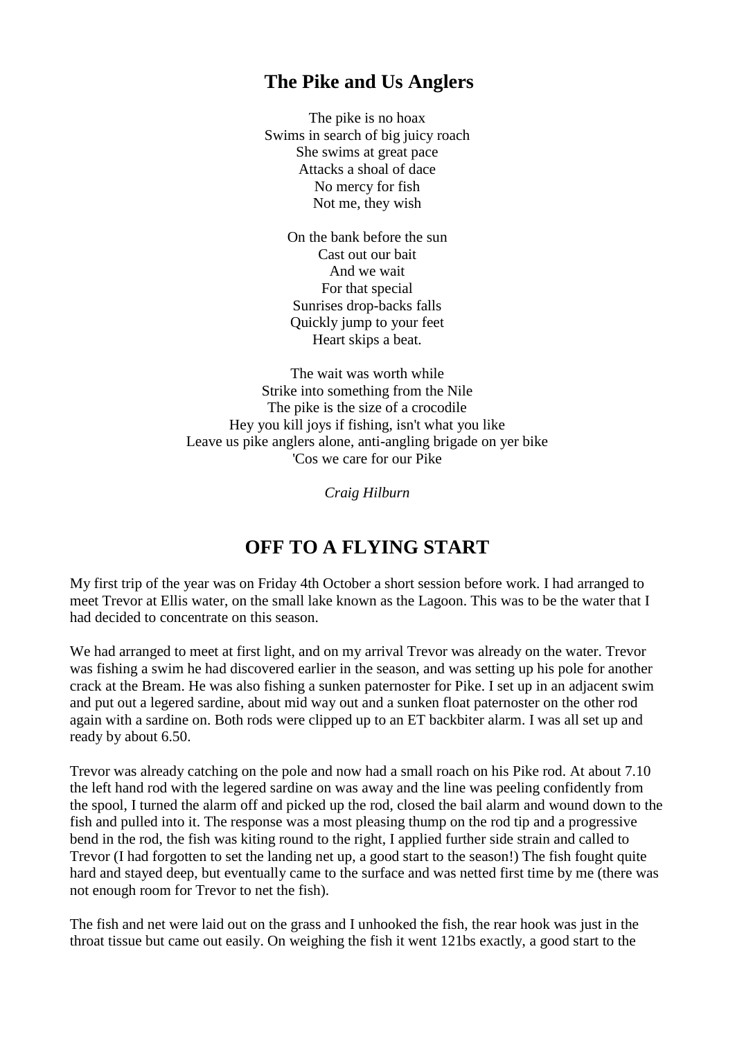## The Pike and Us Anglers

The pike is no hoax  
Swims in search of big juicy roach  
She swims at great pace  
Attacks a shoal of dace  
No mercy for fish  
Not me, they wish

On the bank before the sun  
Cast out our bait  
And we wait  
For that special  
Sunrises drop-backs falls  
Quickly jump to your feet  
Heart skips a beat.

The wait was worth while  
Strike into something from the Nile  
The pike is the size of a crocodile  
Hey you kill joys if fishing, isn't what you like  
Leave us pike anglers alone, anti-angling brigade on yer bike  
'Cos we care for our Pike

*Craig Hilburn*

## OFF TO A FLYING START

My first trip of the year was on Friday 4th October a short session before work. I had arranged to meet Trevor at Ellis water, on the small lake known as the Lagoon. This was to be the water that I had decided to concentrate on this season.

We had arranged to meet at first light, and on my arrival Trevor was already on the water. Trevor was fishing a swim he had discovered earlier in the season, and was setting up his pole for another crack at the Bream. He was also fishing a sunken paternoster for Pike. I set up in an adjacent swim and put out a legered sardine, about mid way out and a sunken float paternoster on the other rod again with a sardine on. Both rods were clipped up to an ET backbiter alarm. I was all set up and ready by about 6.50.

Trevor was already catching on the pole and now had a small roach on his Pike rod. At about 7.10 the left hand rod with the legered sardine on was away and the line was peeling confidently from the spool, I turned the alarm off and picked up the rod, closed the bail alarm and wound down to the fish and pulled into it. The response was a most pleasing thump on the rod tip and a progressive bend in the rod, the fish was kiting round to the right, I applied further side strain and called to Trevor (I had forgotten to set the landing net up, a good start to the season!) The fish fought quite hard and stayed deep, but eventually came to the surface and was netted first time by me (there was not enough room for Trevor to net the fish).

The fish and net were laid out on the grass and I unhooked the fish, the rear hook was just in the throat tissue but came out easily. On weighing the fish it went 121bs exactly, a good start to the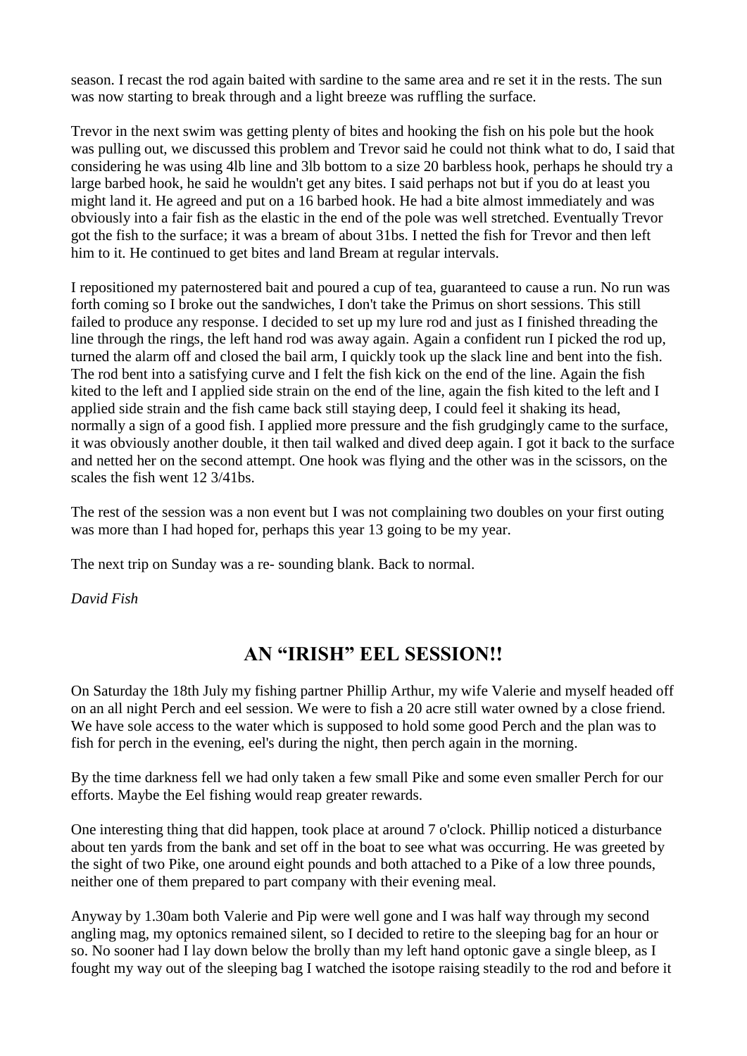season. I recast the rod again baited with sardine to the same area and re set it in the rests. The sun was now starting to break through and a light breeze was ruffling the surface.

Trevor in the next swim was getting plenty of bites and hooking the fish on his pole but the hook was pulling out, we discussed this problem and Trevor said he could not think what to do, I said that considering he was using 4lb line and 3lb bottom to a size 20 barbless hook, perhaps he should try a large barbed hook, he said he wouldn't get any bites. I said perhaps not but if you do at least you might land it. He agreed and put on a 16 barbed hook. He had a bite almost immediately and was obviously into a fair fish as the elastic in the end of the pole was well stretched. Eventually Trevor got the fish to the surface; it was a bream of about 31bs. I netted the fish for Trevor and then left him to it. He continued to get bites and land Bream at regular intervals.

I repositioned my paternostered bait and poured a cup of tea, guaranteed to cause a run. No run was forth coming so I broke out the sandwiches, I don't take the Primus on short sessions. This still failed to produce any response. I decided to set up my lure rod and just as I finished threading the line through the rings, the left hand rod was away again. Again a confident run I picked the rod up, turned the alarm off and closed the bail arm, I quickly took up the slack line and bent into the fish. The rod bent into a satisfying curve and I felt the fish kick on the end of the line. Again the fish kited to the left and I applied side strain on the end of the line, again the fish kited to the left and I applied side strain and the fish came back still staying deep, I could feel it shaking its head, normally a sign of a good fish. I applied more pressure and the fish grudgingly came to the surface, it was obviously another double, it then tail walked and dived deep again. I got it back to the surface and netted her on the second attempt. One hook was flying and the other was in the scissors, on the scales the fish went 12 3/41bs.

The rest of the session was a non event but I was not complaining two doubles on your first outing was more than I had hoped for, perhaps this year 13 going to be my year.

The next trip on Sunday was a re- sounding blank. Back to normal.

*David Fish*

## AN "IRISH" EEL SESSION!!

On Saturday the 18th July my fishing partner Phillip Arthur, my wife Valerie and myself headed off on an all night Perch and eel session. We were to fish a 20 acre still water owned by a close friend. We have sole access to the water which is supposed to hold some good Perch and the plan was to fish for perch in the evening, eel's during the night, then perch again in the morning.

By the time darkness fell we had only taken a few small Pike and some even smaller Perch for our efforts. Maybe the Eel fishing would reap greater rewards.

One interesting thing that did happen, took place at around 7 o'clock. Phillip noticed a disturbance about ten yards from the bank and set off in the boat to see what was occurring. He was greeted by the sight of two Pike, one around eight pounds and both attached to a Pike of a low three pounds, neither one of them prepared to part company with their evening meal.

Anyway by 1.30am both Valerie and Pip were well gone and I was half way through my second angling mag, my optonics remained silent, so I decided to retire to the sleeping bag for an hour or so. No sooner had I lay down below the brolly than my left hand optonic gave a single bleep, as I fought my way out of the sleeping bag I watched the isotope raising steadily to the rod and before it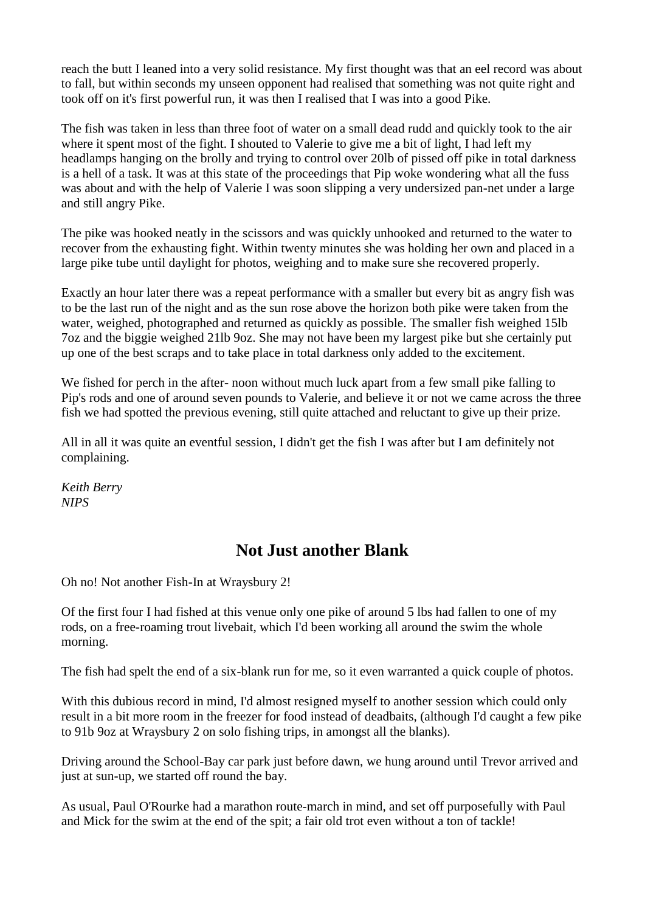reach the butt I leaned into a very solid resistance. My first thought was that an eel record was about to fall, but within seconds my unseen opponent had realised that something was not quite right and took off on it's first powerful run, it was then I realised that I was into a good Pike.

The fish was taken in less than three foot of water on a small dead rudd and quickly took to the air where it spent most of the fight. I shouted to Valerie to give me a bit of light, I had left my headlamps hanging on the brolly and trying to control over 20lb of pissed off pike in total darkness is a hell of a task. It was at this state of the proceedings that Pip woke wondering what all the fuss was about and with the help of Valerie I was soon slipping a very undersized pan-net under a large and still angry Pike.

The pike was hooked neatly in the scissors and was quickly unhooked and returned to the water to recover from the exhausting fight. Within twenty minutes she was holding her own and placed in a large pike tube until daylight for photos, weighing and to make sure she recovered properly.

Exactly an hour later there was a repeat performance with a smaller but every bit as angry fish was to be the last run of the night and as the sun rose above the horizon both pike were taken from the water, weighed, photographed and returned as quickly as possible. The smaller fish weighed 15lb 7oz and the biggie weighed 21lb 9oz. She may not have been my largest pike but she certainly put up one of the best scraps and to take place in total darkness only added to the excitement.

We fished for perch in the after- noon without much luck apart from a few small pike falling to Pip's rods and one of around seven pounds to Valerie, and believe it or not we came across the three fish we had spotted the previous evening, still quite attached and reluctant to give up their prize.

All in all it was quite an eventful session, I didn't get the fish I was after but I am definitely not complaining.

*Keith Berry*
*NIPS*

## Not Just another Blank

Oh no! Not another Fish-In at Wraysbury 2!

Of the first four I had fished at this venue only one pike of around 5 lbs had fallen to one of my rods, on a free-roaming trout livebait, which I'd been working all around the swim the whole morning.

The fish had spelt the end of a six-blank run for me, so it even warranted a quick couple of photos.

With this dubious record in mind, I'd almost resigned myself to another session which could only result in a bit more room in the freezer for food instead of deadbaits, (although I'd caught a few pike to 91b 9oz at Wraysbury 2 on solo fishing trips, in amongst all the blanks).

Driving around the School-Bay car park just before dawn, we hung around until Trevor arrived and just at sun-up, we started off round the bay.

As usual, Paul O'Rourke had a marathon route-march in mind, and set off purposefully with Paul and Mick for the swim at the end of the spit; a fair old trot even without a ton of tackle!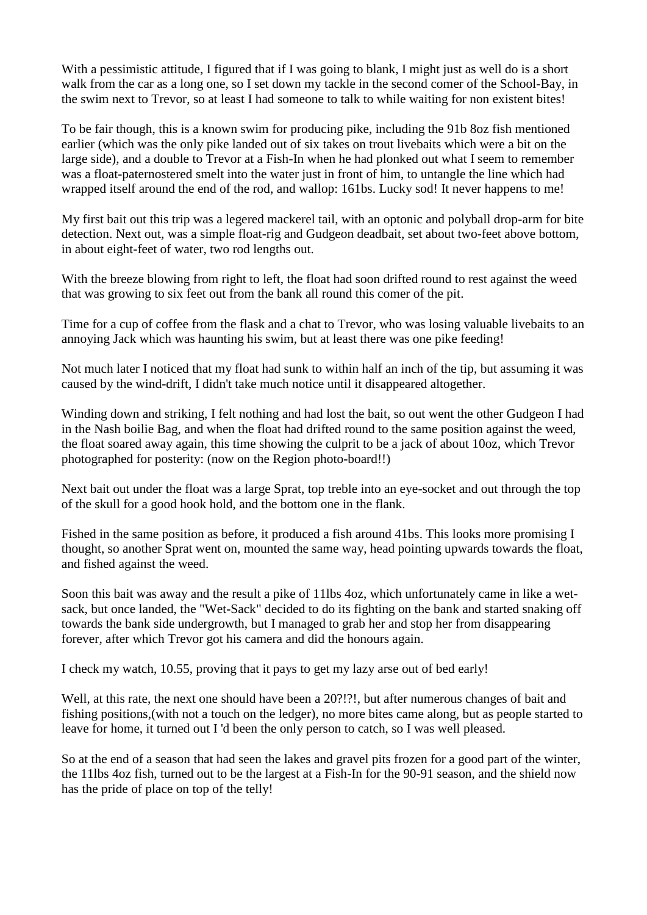With a pessimistic attitude, I figured that if I was going to blank, I might just as well do is a short walk from the car as a long one, so I set down my tackle in the second comer of the School-Bay, in the swim next to Trevor, so at least I had someone to talk to while waiting for non existent bites!

To be fair though, this is a known swim for producing pike, including the 91b 8oz fish mentioned earlier (which was the only pike landed out of six takes on trout livebaits which were a bit on the large side), and a double to Trevor at a Fish-In when he had plonked out what I seem to remember was a float-paternostered smelt into the water just in front of him, to untangle the line which had wrapped itself around the end of the rod, and wallop: 161bs. Lucky sod! It never happens to me!

My first bait out this trip was a legered mackerel tail, with an optonic and polyball drop-arm for bite detection. Next out, was a simple float-rig and Gudgeon deadbait, set about two-feet above bottom, in about eight-feet of water, two rod lengths out.

With the breeze blowing from right to left, the float had soon drifted round to rest against the weed that was growing to six feet out from the bank all round this comer of the pit.

Time for a cup of coffee from the flask and a chat to Trevor, who was losing valuable livebaits to an annoying Jack which was haunting his swim, but at least there was one pike feeding!

Not much later I noticed that my float had sunk to within half an inch of the tip, but assuming it was caused by the wind-drift, I didn't take much notice until it disappeared altogether.

Winding down and striking, I felt nothing and had lost the bait, so out went the other Gudgeon I had in the Nash boilie Bag, and when the float had drifted round to the same position against the weed, the float soared away again, this time showing the culprit to be a jack of about 10oz, which Trevor photographed for posterity: (now on the Region photo-board!!)

Next bait out under the float was a large Sprat, top treble into an eye-socket and out through the top of the skull for a good hook hold, and the bottom one in the flank.

Fished in the same position as before, it produced a fish around 41bs. This looks more promising I thought, so another Sprat went on, mounted the same way, head pointing upwards towards the float, and fished against the weed.

Soon this bait was away and the result a pike of 11lbs 4oz, which unfortunately came in like a wet-sack, but once landed, the "Wet-Sack" decided to do its fighting on the bank and started snaking off towards the bank side undergrowth, but I managed to grab her and stop her from disappearing forever, after which Trevor got his camera and did the honours again.

I check my watch, 10.55, proving that it pays to get my lazy arse out of bed early!

Well, at this rate, the next one should have been a 20?!?!, but after numerous changes of bait and fishing positions,(with not a touch on the ledger), no more bites came along, but as people started to leave for home, it turned out I 'd been the only person to catch, so I was well pleased.

So at the end of a season that had seen the lakes and gravel pits frozen for a good part of the winter, the 11lbs 4oz fish, turned out to be the largest at a Fish-In for the 90-91 season, and the shield now has the pride of place on top of the telly!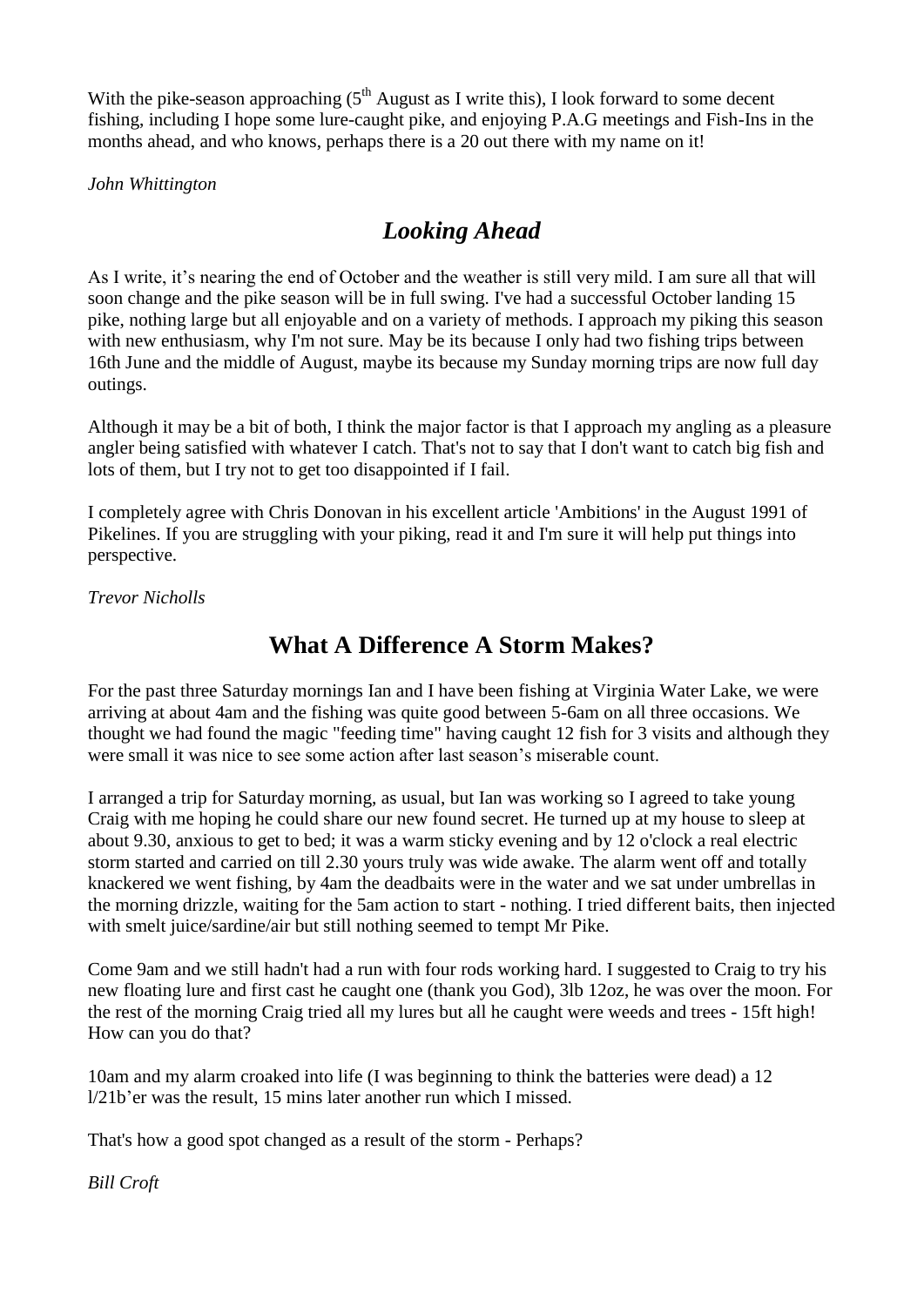With the pike-season approaching ($5^{th}$ August as I write this), I look forward to some decent fishing, including I hope some lure-caught pike, and enjoying P.A.G meetings and Fish-Ins in the months ahead, and who knows, perhaps there is a 20 out there with my name on it!

*John Whittington*

## *Looking Ahead*

As I write, it's nearing the end of October and the weather is still very mild. I am sure all that will soon change and the pike season will be in full swing. I've had a successful October landing 15 pike, nothing large but all enjoyable and on a variety of methods. I approach my piking this season with new enthusiasm, why I'm not sure. May be its because I only had two fishing trips between 16th June and the middle of August, maybe its because my Sunday morning trips are now full day outings.

Although it may be a bit of both, I think the major factor is that I approach my angling as a pleasure angler being satisfied with whatever I catch. That's not to say that I don't want to catch big fish and lots of them, but I try not to get too disappointed if I fail.

I completely agree with Chris Donovan in his excellent article 'Ambitions' in the August 1991 of Pikelines. If you are struggling with your piking, read it and I'm sure it will help put things into perspective.

*Trevor Nicholls*

## What A Difference A Storm Makes?

For the past three Saturday mornings Ian and I have been fishing at Virginia Water Lake, we were arriving at about 4am and the fishing was quite good between 5-6am on all three occasions. We thought we had found the magic "feeding time" having caught 12 fish for 3 visits and although they were small it was nice to see some action after last season's miserable count.

I arranged a trip for Saturday morning, as usual, but Ian was working so I agreed to take young Craig with me hoping he could share our new found secret. He turned up at my house to sleep at about 9.30, anxious to get to bed; it was a warm sticky evening and by 12 o'clock a real electric storm started and carried on till 2.30 yours truly was wide awake. The alarm went off and totally knackered we went fishing, by 4am the deadbaits were in the water and we sat under umbrellas in the morning drizzle, waiting for the 5am action to start - nothing. I tried different baits, then injected with smelt juice/sardine/air but still nothing seemed to tempt Mr Pike.

Come 9am and we still hadn't had a run with four rods working hard. I suggested to Craig to try his new floating lure and first cast he caught one (thank you God), 3lb 12oz, he was over the moon. For the rest of the morning Craig tried all my lures but all he caught were weeds and trees - 15ft high! How can you do that?

10am and my alarm croaked into life (I was beginning to think the batteries were dead) a 12 l/21b'er was the result, 15 mins later another run which I missed.

That's how a good spot changed as a result of the storm - Perhaps?

*Bill Croft*